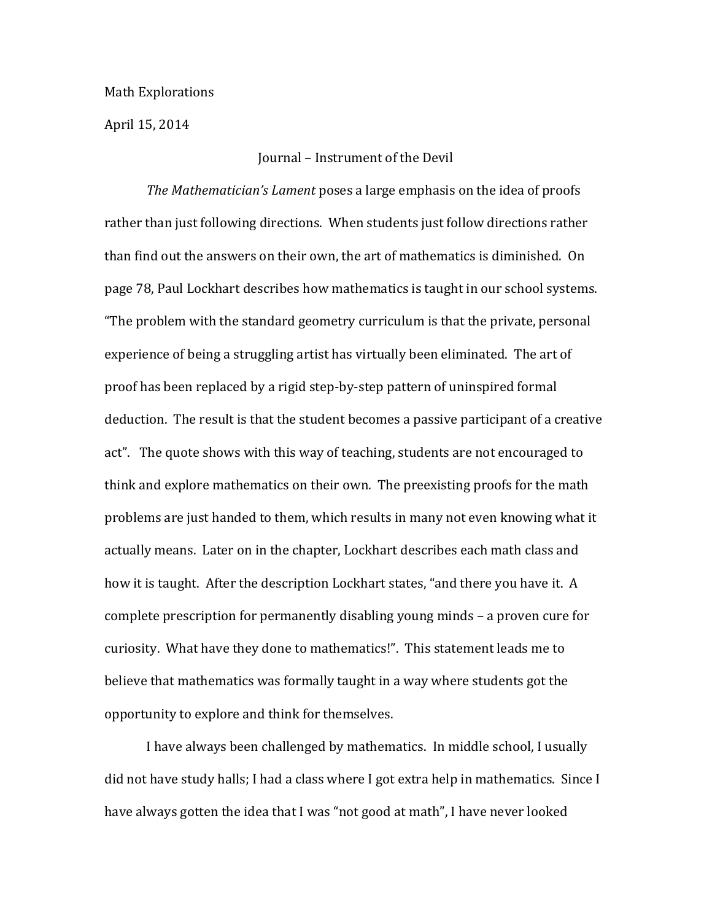Math Explorations

April 15, 2014

## Journal – Instrument of the Devil

*The Mathematician's Lament* poses a large emphasis on the idea of proofs rather than just following directions. When students just follow directions rather than find out the answers on their own, the art of mathematics is diminished. On page 78, Paul Lockhart describes how mathematics is taught in our school systems. "The problem with the standard geometry curriculum is that the private, personal experience of being a struggling artist has virtually been eliminated. The art of proof has been replaced by a rigid step-by-step pattern of uninspired formal deduction. The result is that the student becomes a passive participant of a creative act". The quote shows with this way of teaching, students are not encouraged to think and explore mathematics on their own. The preexisting proofs for the math problems are just handed to them, which results in many not even knowing what it actually means. Later on in the chapter, Lockhart describes each math class and how it is taught. After the description Lockhart states, "and there you have it. A complete prescription for permanently disabling young minds – a proven cure for curiosity. What have they done to mathematics!". This statement leads me to believe that mathematics was formally taught in a way where students got the opportunity to explore and think for themselves.

I have always been challenged by mathematics. In middle school, I usually did not have study halls; I had a class where I got extra help in mathematics. Since I have always gotten the idea that I was "not good at math", I have never looked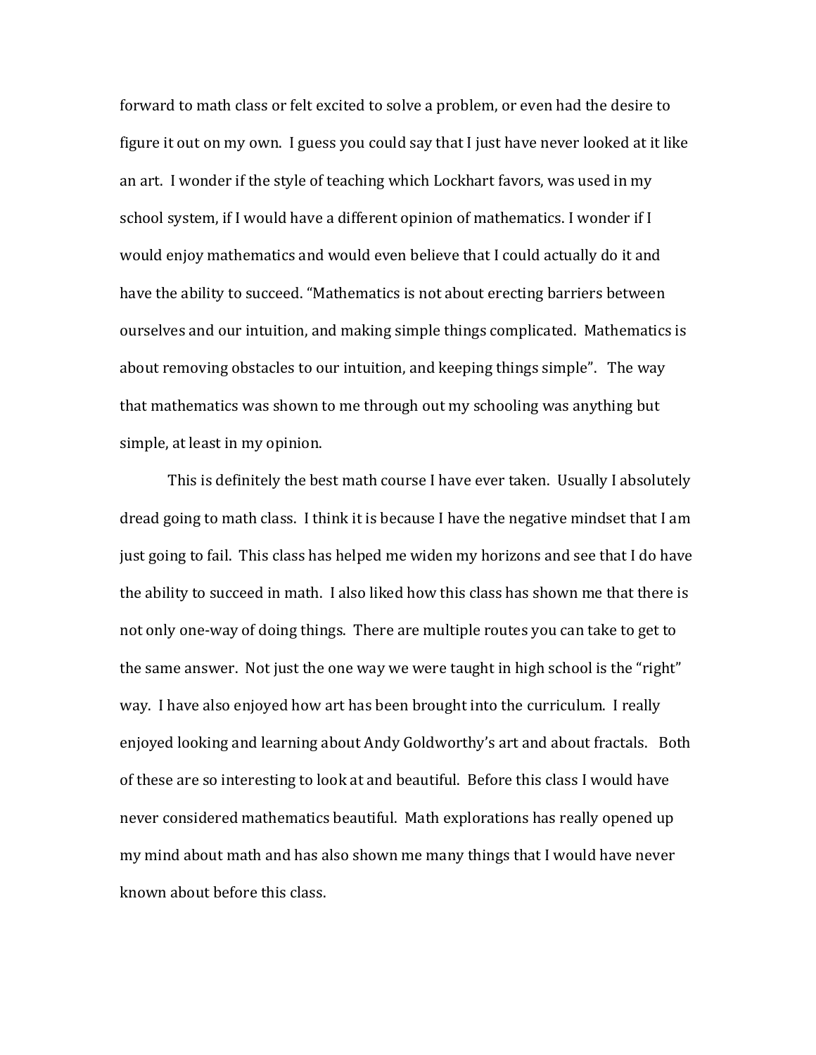forward to math class or felt excited to solve a problem, or even had the desire to figure it out on my own. I guess you could say that I just have never looked at it like an art. I wonder if the style of teaching which Lockhart favors, was used in my school system, if I would have a different opinion of mathematics. I wonder if I would enjoy mathematics and would even believe that I could actually do it and have the ability to succeed. "Mathematics is not about erecting barriers between ourselves and our intuition, and making simple things complicated. Mathematics is about removing obstacles to our intuition, and keeping things simple". The way that mathematics was shown to me through out my schooling was anything but simple, at least in my opinion.

This is definitely the best math course I have ever taken. Usually I absolutely dread going to math class. I think it is because I have the negative mindset that I am just going to fail. This class has helped me widen my horizons and see that I do have the ability to succeed in math. I also liked how this class has shown me that there is not only one-way of doing things. There are multiple routes you can take to get to the same answer. Not just the one way we were taught in high school is the "right" way. I have also enjoyed how art has been brought into the curriculum. I really enjoyed looking and learning about Andy Goldworthy's art and about fractals. Both of these are so interesting to look at and beautiful. Before this class I would have never considered mathematics beautiful. Math explorations has really opened up my mind about math and has also shown me many things that I would have never known about before this class.